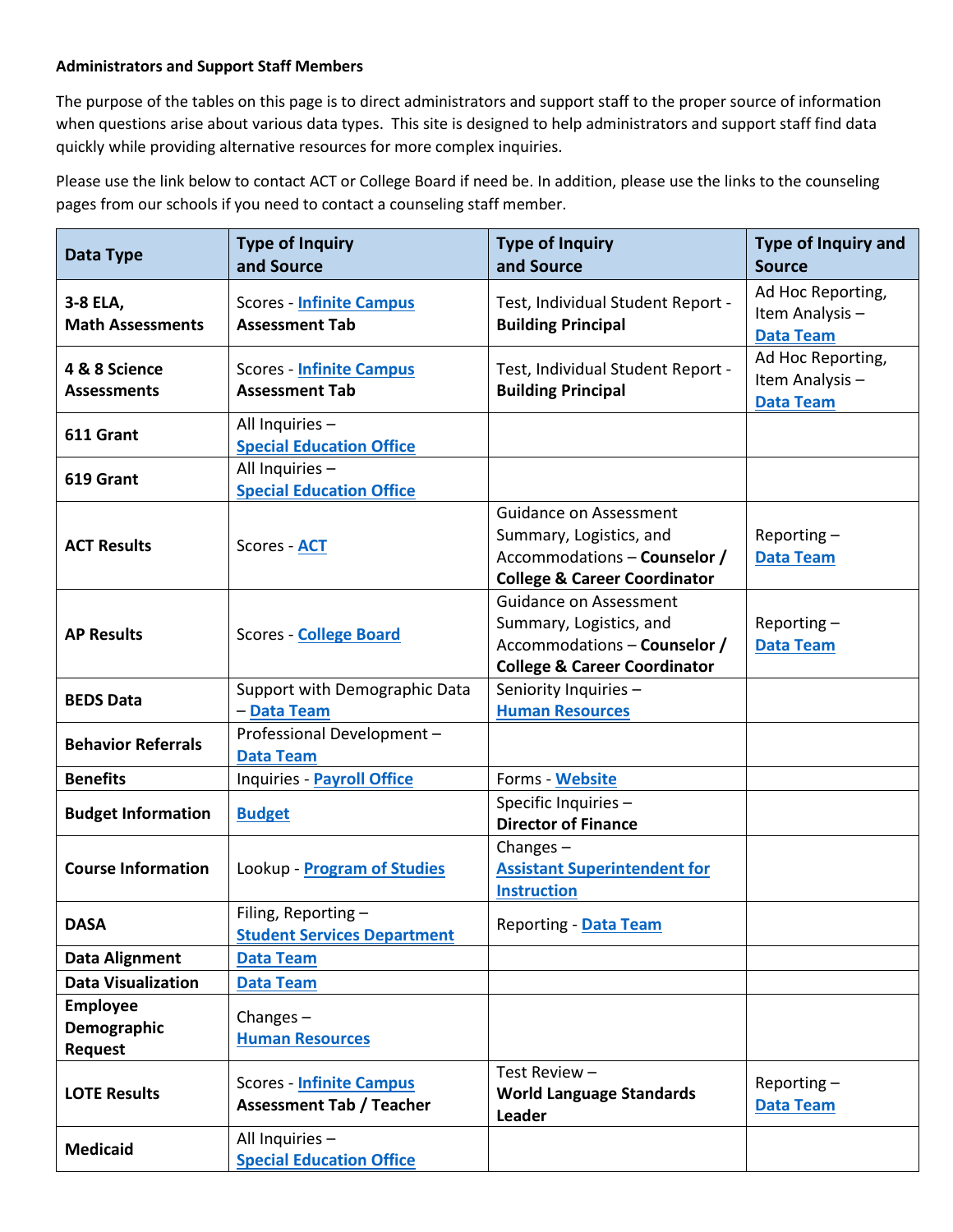**Administrators and Support Staff Members**

The purpose of the tables on this page is to direct administrators and support staff to the proper source of information when questions arise about various data types. This site is designed to help administrators and support staff find data quickly while providing alternative resources for more complex inquiries.

Please use the link below to contact ACT or College Board if need be. In addition, please use the links to the counseling pages from our schools if you need to contact a counseling staff member.

| Data Type | Type of Inquiry and Source | Type of Inquiry and Source | Type of Inquiry and Source |
|---|---|---|---|
| **3-8 ELA, Math Assessments** | Scores - **Infinite Campus Assessment Tab** | Test, Individual Student Report - **Building Principal** | Ad Hoc Reporting, Item Analysis – **Data Team** |
| **4 & 8 Science Assessments** | Scores - **Infinite Campus Assessment Tab** | Test, Individual Student Report - **Building Principal** | Ad Hoc Reporting, Item Analysis – **Data Team** |
| **611 Grant** | All Inquiries – **Special Education Office** | | |
| **619 Grant** | All Inquiries – **Special Education Office** | | |
| **ACT Results** | Scores - **ACT** | Guidance on Assessment Summary, Logistics, and Accommodations – **Counselor / College & Career Coordinator** | Reporting – **Data Team** |
| **AP Results** | Scores - **College Board** | Guidance on Assessment Summary, Logistics, and Accommodations – **Counselor / College & Career Coordinator** | Reporting – **Data Team** |
| **BEDS Data** | Support with Demographic Data – **Data Team** | Seniority Inquiries – **Human Resources** | |
| **Behavior Referrals** | Professional Development – **Data Team** | | |
| **Benefits** | Inquiries - **Payroll Office** | Forms - **Website** | |
| **Budget Information** | **Budget** | Specific Inquiries – **Director of Finance** | |
| **Course Information** | Lookup - **Program of Studies** | Changes – **Assistant Superintendent for Instruction** | |
| **DASA** | Filing, Reporting – **Student Services Department** | Reporting - **Data Team** | |
| **Data Alignment** | **Data Team** | | |
| **Data Visualization** | **Data Team** | | |
| **Employee Demographic Request** | Changes – **Human Resources** | | |
| **LOTE Results** | Scores - **Infinite Campus Assessment Tab / Teacher** | Test Review – **World Language Standards Leader** | Reporting – **Data Team** |
| **Medicaid** | All Inquiries – **Special Education Office** | | |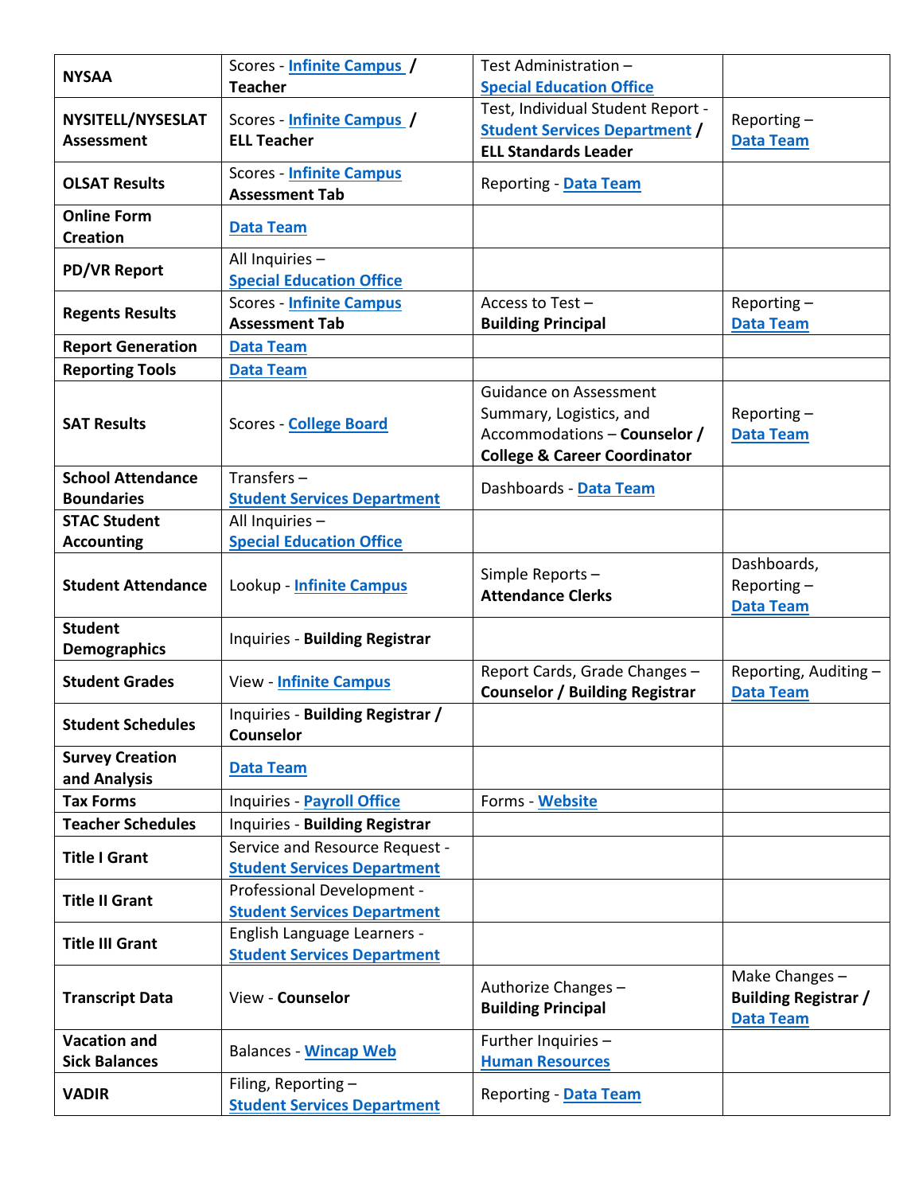| | | | |
|---|---|---|---|
| **NYSAA** | Scores - **Infinite Campus** / **Teacher** | Test Administration – **Special Education Office** | |
| **NYSITELL/NYSESLAT Assessment** | Scores - **Infinite Campus** / **ELL Teacher** | Test, Individual Student Report - **Student Services Department** / **ELL Standards Leader** | Reporting – **Data Team** |
| **OLSAT Results** | Scores - **Infinite Campus** **Assessment Tab** | Reporting - **Data Team** | |
| **Online Form Creation** | **Data Team** | | |
| **PD/VR Report** | All Inquiries – **Special Education Office** | | |
| **Regents Results** | Scores - **Infinite Campus** **Assessment Tab** | Access to Test – **Building Principal** | Reporting – **Data Team** |
| **Report Generation** | **Data Team** | | |
| **Reporting Tools** | **Data Team** | | |
| **SAT Results** | Scores - **College Board** | Guidance on Assessment Summary, Logistics, and Accommodations – **Counselor / College & Career Coordinator** | Reporting – **Data Team** |
| **School Attendance Boundaries** | Transfers – **Student Services Department** | Dashboards - **Data Team** | |
| **STAC Student Accounting** | All Inquiries – **Special Education Office** | | |
| **Student Attendance** | Lookup - **Infinite Campus** | Simple Reports – **Attendance Clerks** | Dashboards, Reporting – **Data Team** |
| **Student Demographics** | Inquiries - **Building Registrar** | | |
| **Student Grades** | View - **Infinite Campus** | Report Cards, Grade Changes – **Counselor / Building Registrar** | Reporting, Auditing – **Data Team** |
| **Student Schedules** | Inquiries - **Building Registrar / Counselor** | | |
| **Survey Creation and Analysis** | **Data Team** | | |
| **Tax Forms** | Inquiries - **Payroll Office** | Forms - **Website** | |
| **Teacher Schedules** | Inquiries - **Building Registrar** | | |
| **Title I Grant** | Service and Resource Request - **Student Services Department** | | |
| **Title II Grant** | Professional Development - **Student Services Department** | | |
| **Title III Grant** | English Language Learners - **Student Services Department** | | |
| **Transcript Data** | View - **Counselor** | Authorize Changes – **Building Principal** | Make Changes – **Building Registrar / Data Team** |
| **Vacation and Sick Balances** | Balances - **Wincap Web** | Further Inquiries – **Human Resources** | |
| **VADIR** | Filing, Reporting – **Student Services Department** | Reporting - **Data Team** | |